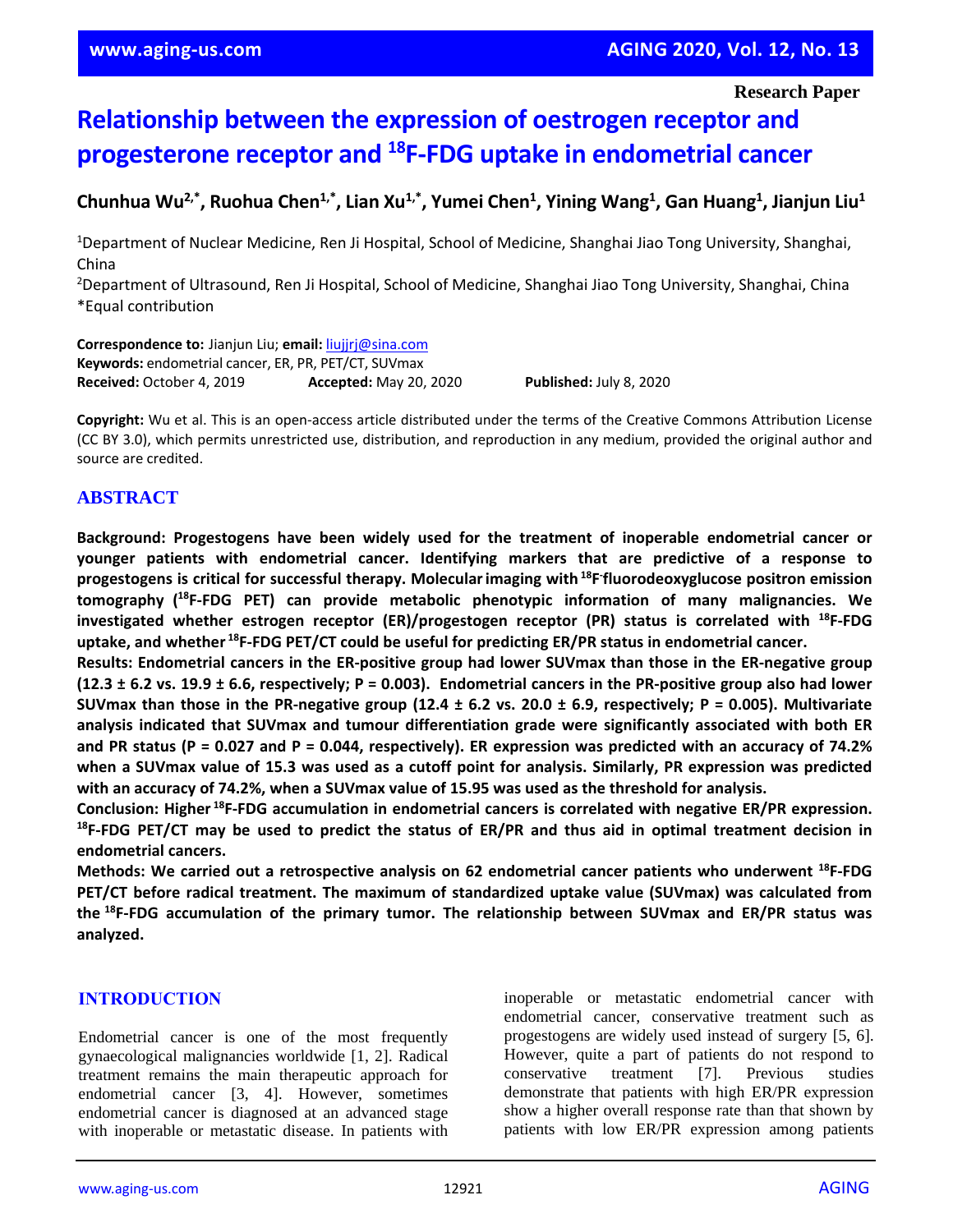Research Paper

# Relationship between the expression of oestrogen receptor and progesterone receptor and $^{18}$F-FDG uptake in endometrial cancer

**Chunhua Wu[2,*], Ruohua Chen[1,*], Lian Xu[1,*], Yumei Chen[1], Yining Wang[1], Gan Huang[1], Jianjun Liu[1]**

[1]Department of Nuclear Medicine, Ren Ji Hospital, School of Medicine, Shanghai Jiao Tong University, Shanghai, China

[2]Department of Ultrasound, Ren Ji Hospital, School of Medicine, Shanghai Jiao Tong University, Shanghai, China

*Equal contribution

**Correspondence to:** Jianjun Liu; **email:** liujjrj@sina.com

**Keywords:** endometrial cancer, ER, PR, PET/CT, SUVmax

**Received:** October 4, 2019 **Accepted:** May 20, 2020 **Published:** July 8, 2020

**Copyright:** Wu et al. This is an open-access article distributed under the terms of the Creative Commons Attribution License (CC BY 3.0), which permits unrestricted use, distribution, and reproduction in any medium, provided the original author and source are credited.

## ABSTRACT

**Background: Progestogens have been widely used for the treatment of inoperable endometrial cancer or younger patients with endometrial cancer. Identifying markers that are predictive of a response to progestogens is critical for successful therapy. Molecular imaging with $^{18}$F-fluorodeoxyglucose positron emission tomography ($^{18}$F-FDG PET) can provide metabolic phenotypic information of many malignancies. We investigated whether estrogen receptor (ER)/progestogen receptor (PR) status is correlated with $^{18}$F-FDG uptake, and whether $^{18}$F-FDG PET/CT could be useful for predicting ER/PR status in endometrial cancer.**

**Results: Endometrial cancers in the ER-positive group had lower SUVmax than those in the ER-negative group (12.3 ± 6.2 vs. 19.9 ± 6.6, respectively; P = 0.003). Endometrial cancers in the PR-positive group also had lower SUVmax than those in the PR-negative group (12.4 ± 6.2 vs. 20.0 ± 6.9, respectively; P = 0.005). Multivariate analysis indicated that SUVmax and tumour differentiation grade were significantly associated with both ER and PR status (P = 0.027 and P = 0.044, respectively). ER expression was predicted with an accuracy of 74.2% when a SUVmax value of 15.3 was used as a cutoff point for analysis. Similarly, PR expression was predicted with an accuracy of 74.2%, when a SUVmax value of 15.95 was used as the threshold for analysis.**

**Conclusion: Higher $^{18}$F-FDG accumulation in endometrial cancers is correlated with negative ER/PR expression. $^{18}$F-FDG PET/CT may be used to predict the status of ER/PR and thus aid in optimal treatment decision in endometrial cancers.**

**Methods: We carried out a retrospective analysis on 62 endometrial cancer patients who underwent $^{18}$F-FDG PET/CT before radical treatment. The maximum of standardized uptake value (SUVmax) was calculated from the $^{18}$F-FDG accumulation of the primary tumor. The relationship between SUVmax and ER/PR status was analyzed.**

## INTRODUCTION

Endometrial cancer is one of the most frequently gynaecological malignancies worldwide [1, 2]. Radical treatment remains the main therapeutic approach for endometrial cancer [3, 4]. However, sometimes endometrial cancer is diagnosed at an advanced stage with inoperable or metastatic disease. In patients with inoperable or metastatic endometrial cancer with endometrial cancer, conservative treatment such as progestogens are widely used instead of surgery [5, 6]. However, quite a part of patients do not respond to conservative treatment [7]. Previous studies demonstrate that patients with high ER/PR expression show a higher overall response rate than that shown by patients with low ER/PR expression among patients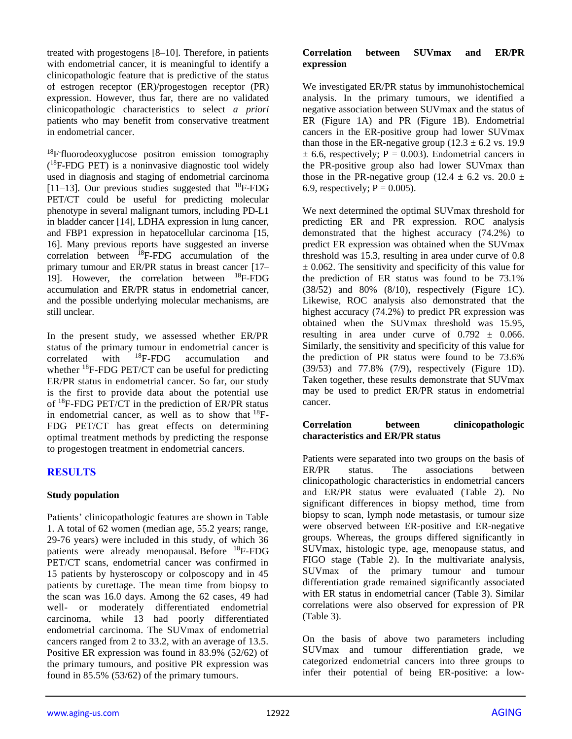treated with progestogens [8–10]. Therefore, in patients with endometrial cancer, it is meaningful to identify a clinicopathologic feature that is predictive of the status of estrogen receptor (ER)/progestogen receptor (PR) expression. However, thus far, there are no validated clinicopathologic characteristics to select *a priori* patients who may benefit from conservative treatment in endometrial cancer.

$^{18}$F-fluorodeoxyglucose positron emission tomography ($^{18}$F-FDG PET) is a noninvasive diagnostic tool widely used in diagnosis and staging of endometrial carcinoma [11–13]. Our previous studies suggested that $^{18}$F-FDG PET/CT could be useful for predicting molecular phenotype in several malignant tumors, including PD-L1 in bladder cancer [14], LDHA expression in lung cancer, and FBP1 expression in hepatocellular carcinoma [15, 16]. Many previous reports have suggested an inverse correlation between $^{18}$F-FDG accumulation of the primary tumour and ER/PR status in breast cancer [17–19]. However, the correlation between $^{18}$F-FDG accumulation and ER/PR status in endometrial cancer, and the possible underlying molecular mechanisms, are still unclear.

In the present study, we assessed whether ER/PR status of the primary tumour in endometrial cancer is correlated with $^{18}$F-FDG accumulation and whether $^{18}$F-FDG PET/CT can be useful for predicting ER/PR status in endometrial cancer. So far, our study is the first to provide data about the potential use of $^{18}$F-FDG PET/CT in the prediction of ER/PR status in endometrial cancer, as well as to show that $^{18}$F-FDG PET/CT has great effects on determining optimal treatment methods by predicting the response to progestogen treatment in endometrial cancers.

## RESULTS

### Study population

Patients' clinicopathologic features are shown in Table 1. A total of 62 women (median age, 55.2 years; range, 29-76 years) were included in this study, of which 36 patients were already menopausal. Before $^{18}$F-FDG PET/CT scans, endometrial cancer was confirmed in 15 patients by hysteroscopy or colposcopy and in 45 patients by curettage. The mean time from biopsy to the scan was 16.0 days. Among the 62 cases, 49 had well- or moderately differentiated endometrial carcinoma, while 13 had poorly differentiated endometrial carcinoma. The SUVmax of endometrial cancers ranged from 2 to 33.2, with an average of 13.5. Positive ER expression was found in 83.9% (52/62) of the primary tumours, and positive PR expression was found in 85.5% (53/62) of the primary tumours.

### Correlation between SUVmax and ER/PR expression

We investigated ER/PR status by immunohistochemical analysis. In the primary tumours, we identified a negative association between SUVmax and the status of ER (Figure 1A) and PR (Figure 1B). Endometrial cancers in the ER-positive group had lower SUVmax than those in the ER-negative group ($12.3 \pm 6.2$ vs. $19.9 \pm 6.6$, respectively; $P = 0.003$). Endometrial cancers in the PR-positive group also had lower SUVmax than those in the PR-negative group ($12.4 \pm 6.2$ vs. $20.0 \pm 6.9$, respectively; $P = 0.005$).

We next determined the optimal SUVmax threshold for predicting ER and PR expression. ROC analysis demonstrated that the highest accuracy (74.2%) to predict ER expression was obtained when the SUVmax threshold was 15.3, resulting in area under curve of $0.8 \pm 0.062$. The sensitivity and specificity of this value for the prediction of ER status was found to be 73.1% (38/52) and 80% (8/10), respectively (Figure 1C). Likewise, ROC analysis also demonstrated that the highest accuracy (74.2%) to predict PR expression was obtained when the SUVmax threshold was 15.95, resulting in area under of $0.792 \pm 0.066$. Similarly, the sensitivity and specificity of this value for the prediction of PR status were found to be 73.6% (39/53) and 77.8% (7/9), respectively (Figure 1D). Taken together, these results demonstrate that SUVmax may be used to predict ER/PR status in endometrial cancer.

### Correlation between clinicopathologic characteristics and ER/PR status

Patients were separated into two groups on the basis of ER/PR status. The associations between clinicopathologic characteristics in endometrial cancers and ER/PR status were evaluated (Table 2). No significant differences in biopsy method, time from biopsy to scan, lymph node metastasis, or tumour size were observed between ER-positive and ER-negative groups. Whereas, the groups differed significantly in SUVmax, histologic type, age, menopause status, and FIGO stage (Table 2). In the multivariate analysis, SUVmax of the primary tumour and tumour differentiation grade remained significantly associated with ER status in endometrial cancer (Table 3). Similar correlations were also observed for expression of PR (Table 3).

On the basis of above two parameters including SUVmax and tumour differentiation grade, we categorized endometrial cancers into three groups to infer their potential of being ER-positive: a low-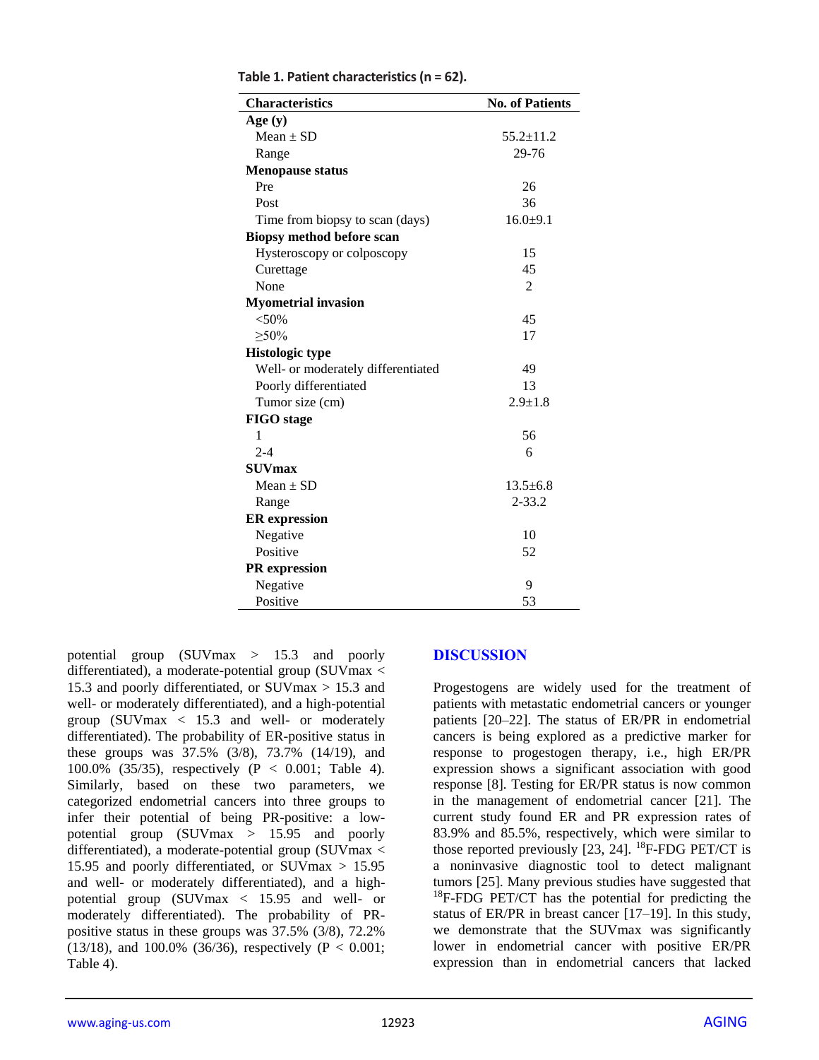**Table 1. Patient characteristics (n = 62).**

| Characteristics | No. of Patients |
|---|---|
| **Age (y)** | |
| Mean ± SD | 55.2±11.2 |
| Range | 29-76 |
| **Menopause status** | |
| Pre | 26 |
| Post | 36 |
| Time from biopsy to scan (days) | 16.0±9.1 |
| **Biopsy method before scan** | |
| Hysteroscopy or colposcopy | 15 |
| Curettage | 45 |
| None | 2 |
| **Myometrial invasion** | |
| <50% | 45 |
| ≥50% | 17 |
| **Histologic type** | |
| Well- or moderately differentiated | 49 |
| Poorly differentiated | 13 |
| Tumor size (cm) | 2.9±1.8 |
| **FIGO stage** | |
| 1 | 56 |
| 2-4 | 6 |
| **SUVmax** | |
| Mean ± SD | 13.5±6.8 |
| Range | 2-33.2 |
| **ER expression** | |
| Negative | 10 |
| Positive | 52 |
| **PR expression** | |
| Negative | 9 |
| Positive | 53 |

potential group (SUVmax > 15.3 and poorly differentiated), a moderate-potential group (SUVmax < 15.3 and poorly differentiated, or SUVmax > 15.3 and well- or moderately differentiated), and a high-potential group (SUVmax < 15.3 and well- or moderately differentiated). The probability of ER-positive status in these groups was 37.5% (3/8), 73.7% (14/19), and 100.0% (35/35), respectively ($P < 0.001$; Table 4). Similarly, based on these two parameters, we categorized endometrial cancers into three groups to infer their potential of being PR-positive: a low-potential group (SUVmax > 15.95 and poorly differentiated), a moderate-potential group (SUVmax < 15.95 and poorly differentiated, or SUVmax > 15.95 and well- or moderately differentiated), and a high-potential group (SUVmax < 15.95 and well- or moderately differentiated). The probability of PR-positive status in these groups was 37.5% (3/8), 72.2% (13/18), and 100.0% (36/36), respectively ($P < 0.001$; Table 4).

## DISCUSSION

Progestogens are widely used for the treatment of patients with metastatic endometrial cancers or younger patients [20–22]. The status of ER/PR in endometrial cancers is being explored as a predictive marker for response to progestogen therapy, i.e., high ER/PR expression shows a significant association with good response [8]. Testing for ER/PR status is now common in the management of endometrial cancer [21]. The current study found ER and PR expression rates of 83.9% and 85.5%, respectively, which were similar to those reported previously [23, 24]. $^{18}$F-FDG PET/CT is a noninvasive diagnostic tool to detect malignant tumors [25]. Many previous studies have suggested that $^{18}$F-FDG PET/CT has the potential for predicting the status of ER/PR in breast cancer [17–19]. In this study, we demonstrate that the SUVmax was significantly lower in endometrial cancer with positive ER/PR expression than in endometrial cancers that lacked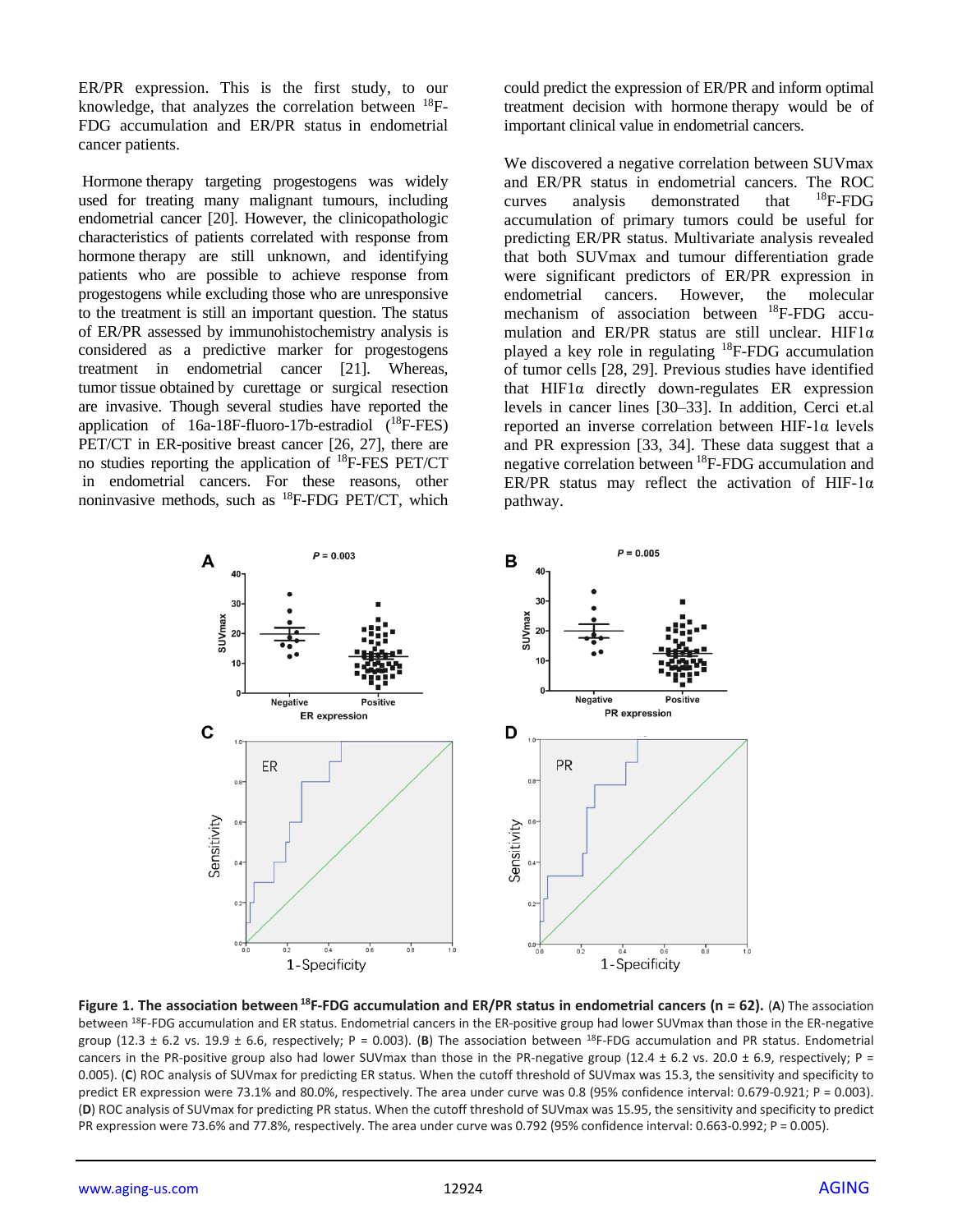ER/PR expression. This is the first study, to our knowledge, that analyzes the correlation between $^{18}$F-FDG accumulation and ER/PR status in endometrial cancer patients.

Hormone therapy targeting progestogens was widely used for treating many malignant tumours, including endometrial cancer [20]. However, the clinicopathologic characteristics of patients correlated with response from hormone therapy are still unknown, and identifying patients who are possible to achieve response from progestogens while excluding those who are unresponsive to the treatment is still an important question. The status of ER/PR assessed by immunohistochemistry analysis is considered as a predictive marker for progestogens treatment in endometrial cancer [21]. Whereas, tumor tissue obtained by curettage or surgical resection are invasive. Though several studies have reported the application of 16a-18F-fluoro-17b-estradiol ($^{18}$F-FES) PET/CT in ER-positive breast cancer [26, 27], there are no studies reporting the application of $^{18}$F-FES PET/CT in endometrial cancers. For these reasons, other noninvasive methods, such as $^{18}$F-FDG PET/CT, which could predict the expression of ER/PR and inform optimal treatment decision with hormone therapy would be of important clinical value in endometrial cancers.

We discovered a negative correlation between SUVmax and ER/PR status in endometrial cancers. The ROC curves analysis demonstrated that $^{18}$F-FDG accumulation of primary tumors could be useful for predicting ER/PR status. Multivariate analysis revealed that both SUVmax and tumour differentiation grade were significant predictors of ER/PR expression in endometrial cancers. However, the molecular mechanism of association between $^{18}$F-FDG accumulation and ER/PR status are still unclear. HIF1α played a key role in regulating $^{18}$F-FDG accumulation of tumor cells [28, 29]. Previous studies have identified that HIF1α directly down-regulates ER expression levels in cancer lines [30–33]. In addition, Cerci et.al reported an inverse correlation between HIF-1α levels and PR expression [33, 34]. These data suggest that a negative correlation between $^{18}$F-FDG accumulation and ER/PR status may reflect the activation of HIF-1α pathway.

**Figure 1. The association between $^{18}$F-FDG accumulation and ER/PR status in endometrial cancers (n = 62).** (**A**) The association between $^{18}$F-FDG accumulation and ER status. Endometrial cancers in the ER-positive group had lower SUVmax than those in the ER-negative group (12.3 ± 6.2 vs. 19.9 ± 6.6, respectively; P = 0.003). (**B**) The association between $^{18}$F-FDG accumulation and PR status. Endometrial cancers in the PR-positive group also had lower SUVmax than those in the PR-negative group (12.4 ± 6.2 vs. 20.0 ± 6.9, respectively; P = 0.005). (**C**) ROC analysis of SUVmax for predicting ER status. When the cutoff threshold of SUVmax was 15.3, the sensitivity and specificity to predict ER expression were 73.1% and 80.0%, respectively. The area under curve was 0.8 (95% confidence interval: 0.679-0.921; P = 0.003). (**D**) ROC analysis of SUVmax for predicting PR status. When the cutoff threshold of SUVmax was 15.95, the sensitivity and specificity to predict PR expression were 73.6% and 77.8%, respectively. The area under curve was 0.792 (95% confidence interval: 0.663-0.992; P = 0.005).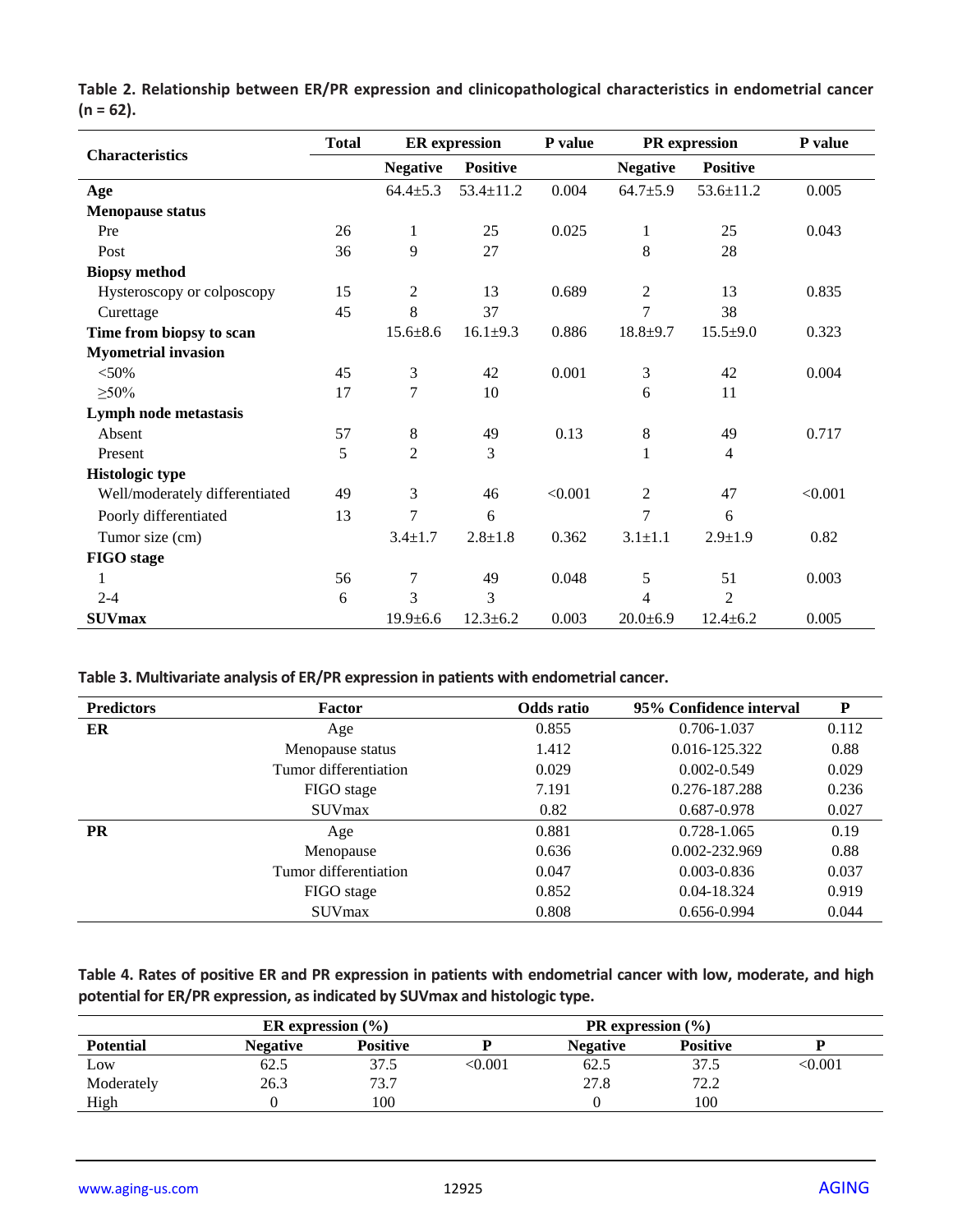**Table 2. Relationship between ER/PR expression and clinicopathological characteristics in endometrial cancer (n = 62).**

| Characteristics | Total | ER expression | | P value | PR expression | | P value |
|---|---|---|---|---|---|---|---|
| | | Negative | Positive | | Negative | Positive | |
| **Age** | | 64.4±5.3 | 53.4±11.2 | 0.004 | 64.7±5.9 | 53.6±11.2 | 0.005 |
| **Menopause status** | | | | | | | |
| Pre | 26 | 1 | 25 | 0.025 | 1 | 25 | 0.043 |
| Post | 36 | 9 | 27 | | 8 | 28 | |
| **Biopsy method** | | | | | | | |
| Hysteroscopy or colposcopy | 15 | 2 | 13 | 0.689 | 2 | 13 | 0.835 |
| Curettage | 45 | 8 | 37 | | 7 | 38 | |
| **Time from biopsy to scan** | | 15.6±8.6 | 16.1±9.3 | 0.886 | 18.8±9.7 | 15.5±9.0 | 0.323 |
| **Myometrial invasion** | | | | | | | |
| <50% | 45 | 3 | 42 | 0.001 | 3 | 42 | 0.004 |
| ≥50% | 17 | 7 | 10 | | 6 | 11 | |
| **Lymph node metastasis** | | | | | | | |
| Absent | 57 | 8 | 49 | 0.13 | 8 | 49 | 0.717 |
| Present | 5 | 2 | 3 | | 1 | 4 | |
| **Histologic type** | | | | | | | |
| Well/moderately differentiated | 49 | 3 | 46 | <0.001 | 2 | 47 | <0.001 |
| Poorly differentiated | 13 | 7 | 6 | | 7 | 6 | |
| Tumor size (cm) | | 3.4±1.7 | 2.8±1.8 | 0.362 | 3.1±1.1 | 2.9±1.9 | 0.82 |
| **FIGO stage** | | | | | | | |
| 1 | 56 | 7 | 49 | 0.048 | 5 | 51 | 0.003 |
| 2-4 | 6 | 3 | 3 | | 4 | 2 | |
| **SUVmax** | | 19.9±6.6 | 12.3±6.2 | 0.003 | 20.0±6.9 | 12.4±6.2 | 0.005 |

**Table 3. Multivariate analysis of ER/PR expression in patients with endometrial cancer.**

| Predictors | Factor | Odds ratio | 95% Confidence interval | P |
|---|---|---|---|---|
| **ER** | Age | 0.855 | 0.706-1.037 | 0.112 |
| | Menopause status | 1.412 | 0.016-125.322 | 0.88 |
| | Tumor differentiation | 0.029 | 0.002-0.549 | 0.029 |
| | FIGO stage | 7.191 | 0.276-187.288 | 0.236 |
| | SUVmax | 0.82 | 0.687-0.978 | 0.027 |
| **PR** | Age | 0.881 | 0.728-1.065 | 0.19 |
| | Menopause | 0.636 | 0.002-232.969 | 0.88 |
| | Tumor differentiation | 0.047 | 0.003-0.836 | 0.037 |
| | FIGO stage | 0.852 | 0.04-18.324 | 0.919 |
| | SUVmax | 0.808 | 0.656-0.994 | 0.044 |

**Table 4. Rates of positive ER and PR expression in patients with endometrial cancer with low, moderate, and high potential for ER/PR expression, as indicated by SUVmax and histologic type.**

| | ER expression (%) | | | PR expression (%) | | |
|---|---|---|---|---|---|---|
| **Potential** | **Negative** | **Positive** | **P** | **Negative** | **Positive** | **P** |
| Low | 62.5 | 37.5 | <0.001 | 62.5 | 37.5 | <0.001 |
| Moderately | 26.3 | 73.7 | | 27.8 | 72.2 | |
| High | 0 | 100 | | 0 | 100 | |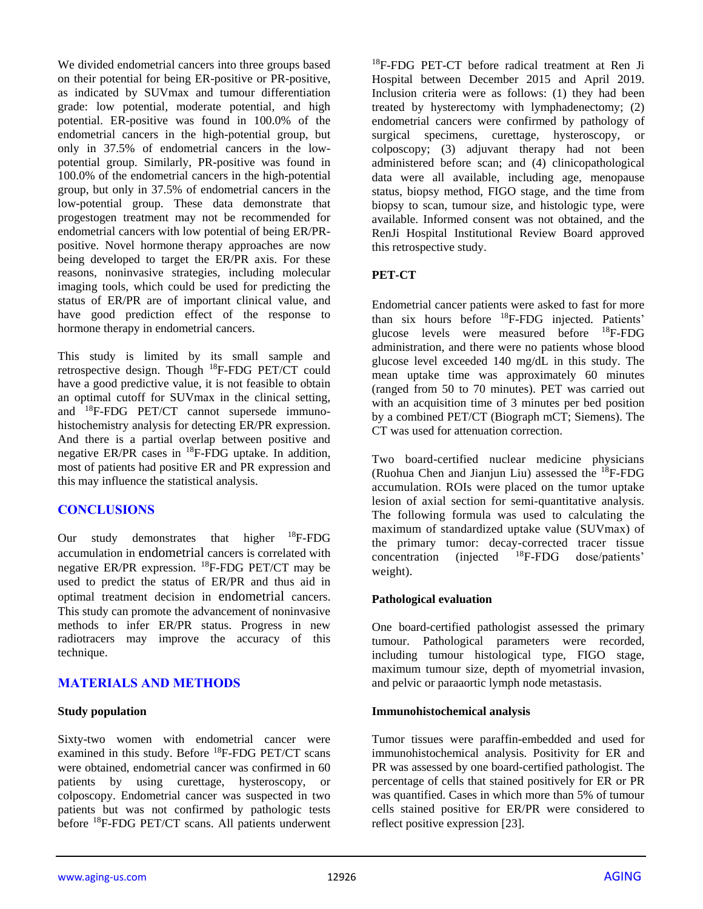We divided endometrial cancers into three groups based on their potential for being ER-positive or PR-positive, as indicated by SUVmax and tumour differentiation grade: low potential, moderate potential, and high potential. ER-positive was found in 100.0% of the endometrial cancers in the high-potential group, but only in 37.5% of endometrial cancers in the low-potential group. Similarly, PR-positive was found in 100.0% of the endometrial cancers in the high-potential group, but only in 37.5% of endometrial cancers in the low-potential group. These data demonstrate that progestogen treatment may not be recommended for endometrial cancers with low potential of being ER/PR-positive. Novel hormone therapy approaches are now being developed to target the ER/PR axis. For these reasons, noninvasive strategies, including molecular imaging tools, which could be used for predicting the status of ER/PR are of important clinical value, and have good prediction effect of the response to hormone therapy in endometrial cancers.

This study is limited by its small sample and retrospective design. Though $^{18}$F-FDG PET/CT could have a good predictive value, it is not feasible to obtain an optimal cutoff for SUVmax in the clinical setting, and $^{18}$F-FDG PET/CT cannot supersede immuno-histochemistry analysis for detecting ER/PR expression. And there is a partial overlap between positive and negative ER/PR cases in $^{18}$F-FDG uptake. In addition, most of patients had positive ER and PR expression and this may influence the statistical analysis.

## CONCLUSIONS

Our study demonstrates that higher $^{18}$F-FDG accumulation in endometrial cancers is correlated with negative ER/PR expression. $^{18}$F-FDG PET/CT may be used to predict the status of ER/PR and thus aid in optimal treatment decision in endometrial cancers. This study can promote the advancement of noninvasive methods to infer ER/PR status. Progress in new radiotracers may improve the accuracy of this technique.

## MATERIALS AND METHODS

### Study population

Sixty-two women with endometrial cancer were examined in this study. Before $^{18}$F-FDG PET/CT scans were obtained, endometrial cancer was confirmed in 60 patients by using curettage, hysteroscopy, or colposcopy. Endometrial cancer was suspected in two patients but was not confirmed by pathologic tests before $^{18}$F-FDG PET/CT scans. All patients underwent $^{18}$F-FDG PET-CT before radical treatment at Ren Ji Hospital between December 2015 and April 2019. Inclusion criteria were as follows: (1) they had been treated by hysterectomy with lymphadenectomy; (2) endometrial cancers were confirmed by pathology of surgical specimens, curettage, hysteroscopy, or colposcopy; (3) adjuvant therapy had not been administered before scan; and (4) clinicopathological data were all available, including age, menopause status, biopsy method, FIGO stage, and the time from biopsy to scan, tumour size, and histologic type, were available. Informed consent was not obtained, and the RenJi Hospital Institutional Review Board approved this retrospective study.

### PET-CT

Endometrial cancer patients were asked to fast for more than six hours before $^{18}$F-FDG injected. Patients' glucose levels were measured before $^{18}$F-FDG administration, and there were no patients whose blood glucose level exceeded 140 mg/dL in this study. The mean uptake time was approximately 60 minutes (ranged from 50 to 70 minutes). PET was carried out with an acquisition time of 3 minutes per bed position by a combined PET/CT (Biograph mCT; Siemens). The CT was used for attenuation correction.

Two board-certified nuclear medicine physicians (Ruohua Chen and Jianjun Liu) assessed the $^{18}$F-FDG accumulation. ROIs were placed on the tumor uptake lesion of axial section for semi-quantitative analysis. The following formula was used to calculating the maximum of standardized uptake value (SUVmax) of the primary tumor: decay-corrected tracer tissue concentration (injected $^{18}$F-FDG dose/patients' weight).

### Pathological evaluation

One board-certified pathologist assessed the primary tumour. Pathological parameters were recorded, including tumour histological type, FIGO stage, maximum tumour size, depth of myometrial invasion, and pelvic or paraaortic lymph node metastasis.

### Immunohistochemical analysis

Tumor tissues were paraffin-embedded and used for immunohistochemical analysis. Positivity for ER and PR was assessed by one board-certified pathologist. The percentage of cells that stained positively for ER or PR was quantified. Cases in which more than 5% of tumour cells stained positive for ER/PR were considered to reflect positive expression [23].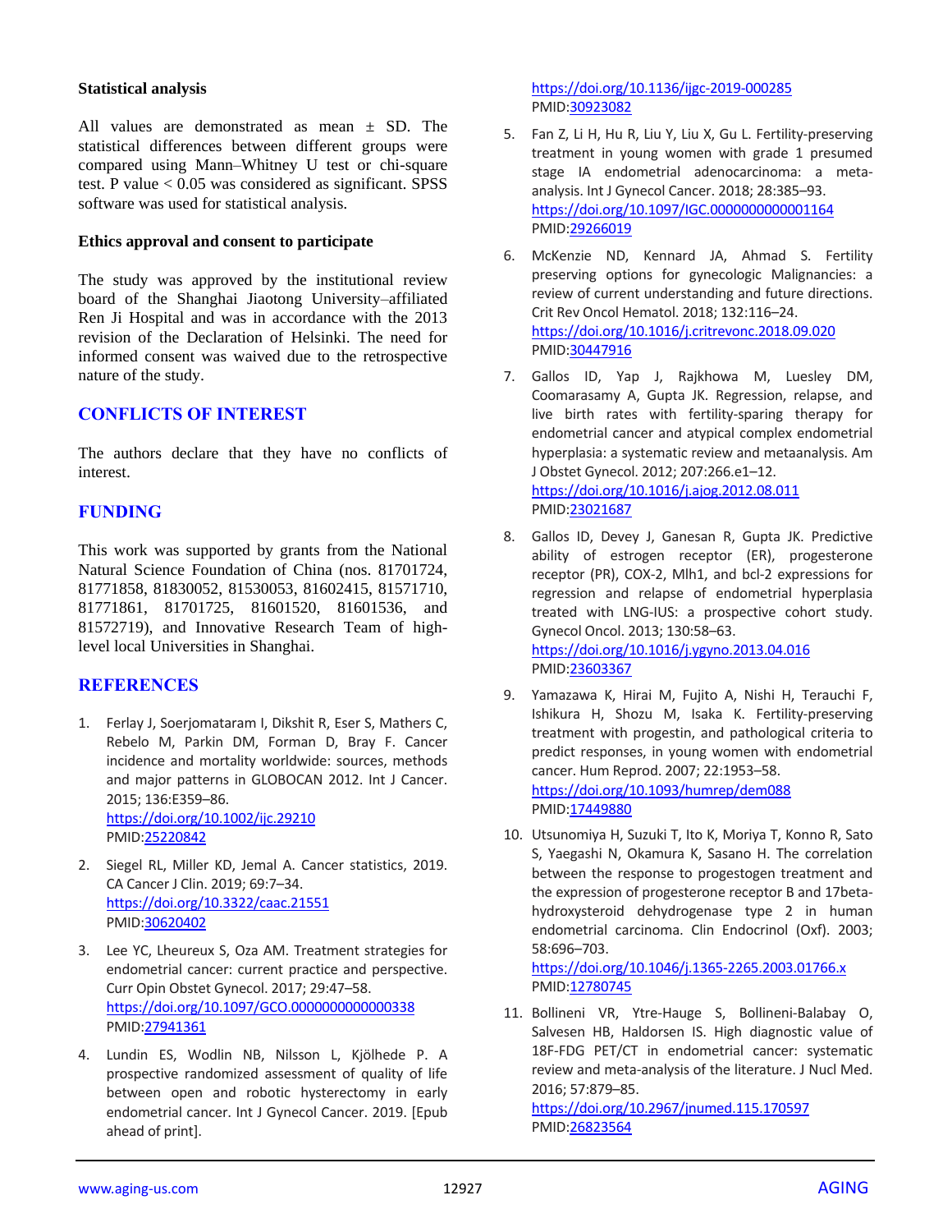### Statistical analysis

All values are demonstrated as mean ± SD. The statistical differences between different groups were compared using Mann–Whitney U test or chi-square test. P value < 0.05 was considered as significant. SPSS software was used for statistical analysis.

### Ethics approval and consent to participate

The study was approved by the institutional review board of the Shanghai Jiaotong University–affiliated Ren Ji Hospital and was in accordance with the 2013 revision of the Declaration of Helsinki. The need for informed consent was waived due to the retrospective nature of the study.

## CONFLICTS OF INTEREST

The authors declare that they have no conflicts of interest.

## FUNDING

This work was supported by grants from the National Natural Science Foundation of China (nos. 81701724, 81771858, 81830052, 81530053, 81602415, 81571710, 81771861, 81701725, 81601520, 81601536, and 81572719), and Innovative Research Team of high-level local Universities in Shanghai.

## REFERENCES

1. Ferlay J, Soerjomataram I, Dikshit R, Eser S, Mathers C, Rebelo M, Parkin DM, Forman D, Bray F. Cancer incidence and mortality worldwide: sources, methods and major patterns in GLOBOCAN 2012. Int J Cancer. 2015; 136:E359–86. https://doi.org/10.1002/ijc.29210 PMID:25220842

2. Siegel RL, Miller KD, Jemal A. Cancer statistics, 2019. CA Cancer J Clin. 2019; 69:7–34. https://doi.org/10.3322/caac.21551 PMID:30620402

3. Lee YC, Lheureux S, Oza AM. Treatment strategies for endometrial cancer: current practice and perspective. Curr Opin Obstet Gynecol. 2017; 29:47–58. https://doi.org/10.1097/GCO.0000000000000338 PMID:27941361

4. Lundin ES, Wodlin NB, Nilsson L, Kjölhede P. A prospective randomized assessment of quality of life between open and robotic hysterectomy in early endometrial cancer. Int J Gynecol Cancer. 2019. [Epub ahead of print]. https://doi.org/10.1136/ijgc-2019-000285 PMID:30923082

5. Fan Z, Li H, Hu R, Liu Y, Liu X, Gu L. Fertility-preserving treatment in young women with grade 1 presumed stage IA endometrial adenocarcinoma: a meta-analysis. Int J Gynecol Cancer. 2018; 28:385–93. https://doi.org/10.1097/IGC.0000000000001164 PMID:29266019

6. McKenzie ND, Kennard JA, Ahmad S. Fertility preserving options for gynecologic Malignancies: a review of current understanding and future directions. Crit Rev Oncol Hematol. 2018; 132:116–24. https://doi.org/10.1016/j.critrevonc.2018.09.020 PMID:30447916

7. Gallos ID, Yap J, Rajkhowa M, Luesley DM, Coomarasamy A, Gupta JK. Regression, relapse, and live birth rates with fertility-sparing therapy for endometrial cancer and atypical complex endometrial hyperplasia: a systematic review and metaanalysis. Am J Obstet Gynecol. 2012; 207:266.e1–12. https://doi.org/10.1016/j.ajog.2012.08.011 PMID:23021687

8. Gallos ID, Devey J, Ganesan R, Gupta JK. Predictive ability of estrogen receptor (ER), progesterone receptor (PR), COX-2, Mlh1, and bcl-2 expressions for regression and relapse of endometrial hyperplasia treated with LNG-IUS: a prospective cohort study. Gynecol Oncol. 2013; 130:58–63. https://doi.org/10.1016/j.ygyno.2013.04.016 PMID:23603367

9. Yamazawa K, Hirai M, Fujito A, Nishi H, Terauchi F, Ishikura H, Shozu M, Isaka K. Fertility-preserving treatment with progestin, and pathological criteria to predict responses, in young women with endometrial cancer. Hum Reprod. 2007; 22:1953–58. https://doi.org/10.1093/humrep/dem088 PMID:17449880

10. Utsunomiya H, Suzuki T, Ito K, Moriya T, Konno R, Sato S, Yaegashi N, Okamura K, Sasano H. The correlation between the response to progestogen treatment and the expression of progesterone receptor B and 17beta-hydroxysteroid dehydrogenase type 2 in human endometrial carcinoma. Clin Endocrinol (Oxf). 2003; 58:696–703. https://doi.org/10.1046/j.1365-2265.2003.01766.x PMID:12780745

11. Bollineni VR, Ytre-Hauge S, Bollineni-Balabay O, Salvesen HB, Haldorsen IS. High diagnostic value of 18F-FDG PET/CT in endometrial cancer: systematic review and meta-analysis of the literature. J Nucl Med. 2016; 57:879–85. https://doi.org/10.2967/jnumed.115.170597 PMID:26823564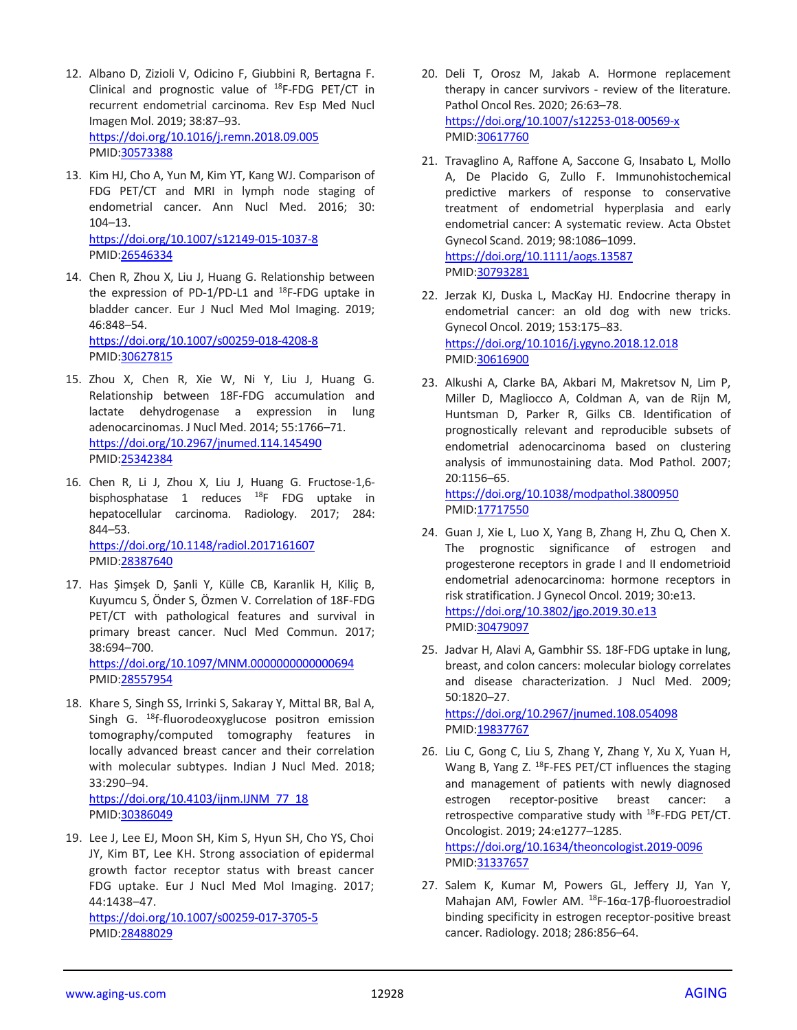12. Albano D, Zizioli V, Odicino F, Giubbini R, Bertagna F. Clinical and prognostic value of $^{18}$F-FDG PET/CT in recurrent endometrial carcinoma. Rev Esp Med Nucl Imagen Mol. 2019; 38:87–93. https://doi.org/10.1016/j.remn.2018.09.005 PMID:30573388

13. Kim HJ, Cho A, Yun M, Kim YT, Kang WJ. Comparison of FDG PET/CT and MRI in lymph node staging of endometrial cancer. Ann Nucl Med. 2016; 30: 104–13. https://doi.org/10.1007/s12149-015-1037-8 PMID:26546334

14. Chen R, Zhou X, Liu J, Huang G. Relationship between the expression of PD-1/PD-L1 and $^{18}$F-FDG uptake in bladder cancer. Eur J Nucl Med Mol Imaging. 2019; 46:848–54. https://doi.org/10.1007/s00259-018-4208-8 PMID:30627815

15. Zhou X, Chen R, Xie W, Ni Y, Liu J, Huang G. Relationship between 18F-FDG accumulation and lactate dehydrogenase a expression in lung adenocarcinomas. J Nucl Med. 2014; 55:1766–71. https://doi.org/10.2967/jnumed.114.145490 PMID:25342384

16. Chen R, Li J, Zhou X, Liu J, Huang G. Fructose-1,6-bisphosphatase 1 reduces $^{18}$F FDG uptake in hepatocellular carcinoma. Radiology. 2017; 284: 844–53. https://doi.org/10.1148/radiol.2017161607 PMID:28387640

17. Has Şimşek D, Şanli Y, Külle CB, Karanlik H, Kiliç B, Kuyumcu S, Önder S, Özmen V. Correlation of 18F-FDG PET/CT with pathological features and survival in primary breast cancer. Nucl Med Commun. 2017; 38:694–700. https://doi.org/10.1097/MNM.0000000000000694 PMID:28557954

18. Khare S, Singh SS, Irrinki S, Sakaray Y, Mittal BR, Bal A, Singh G. $^{18}$f-fluorodeoxyglucose positron emission tomography/computed tomography features in locally advanced breast cancer and their correlation with molecular subtypes. Indian J Nucl Med. 2018; 33:290–94. https://doi.org/10.4103/ijnm.IJNM_77_18 PMID:30386049

19. Lee J, Lee EJ, Moon SH, Kim S, Hyun SH, Cho YS, Choi JY, Kim BT, Lee KH. Strong association of epidermal growth factor receptor status with breast cancer FDG uptake. Eur J Nucl Med Mol Imaging. 2017; 44:1438–47. https://doi.org/10.1007/s00259-017-3705-5 PMID:28488029

20. Deli T, Orosz M, Jakab A. Hormone replacement therapy in cancer survivors - review of the literature. Pathol Oncol Res. 2020; 26:63–78. https://doi.org/10.1007/s12253-018-00569-x PMID:30617760

21. Travaglino A, Raffone A, Saccone G, Insabato L, Mollo A, De Placido G, Zullo F. Immunohistochemical predictive markers of response to conservative treatment of endometrial hyperplasia and early endometrial cancer: A systematic review. Acta Obstet Gynecol Scand. 2019; 98:1086–1099. https://doi.org/10.1111/aogs.13587 PMID:30793281

22. Jerzak KJ, Duska L, MacKay HJ. Endocrine therapy in endometrial cancer: an old dog with new tricks. Gynecol Oncol. 2019; 153:175–83. https://doi.org/10.1016/j.ygyno.2018.12.018 PMID:30616900

23. Alkushi A, Clarke BA, Akbari M, Makretsov N, Lim P, Miller D, Magliocco A, Coldman A, van de Rijn M, Huntsman D, Parker R, Gilks CB. Identification of prognostically relevant and reproducible subsets of endometrial adenocarcinoma based on clustering analysis of immunostaining data. Mod Pathol. 2007; 20:1156–65. https://doi.org/10.1038/modpathol.3800950 PMID:17717550

24. Guan J, Xie L, Luo X, Yang B, Zhang H, Zhu Q, Chen X. The prognostic significance of estrogen and progesterone receptors in grade I and II endometrioid endometrial adenocarcinoma: hormone receptors in risk stratification. J Gynecol Oncol. 2019; 30:e13. https://doi.org/10.3802/jgo.2019.30.e13 PMID:30479097

25. Jadvar H, Alavi A, Gambhir SS. 18F-FDG uptake in lung, breast, and colon cancers: molecular biology correlates and disease characterization. J Nucl Med. 2009; 50:1820–27. https://doi.org/10.2967/jnumed.108.054098 PMID:19837767

26. Liu C, Gong C, Liu S, Zhang Y, Zhang Y, Xu X, Yuan H, Wang B, Yang Z. $^{18}$F-FES PET/CT influences the staging and management of patients with newly diagnosed estrogen receptor-positive breast cancer: a retrospective comparative study with $^{18}$F-FDG PET/CT. Oncologist. 2019; 24:e1277–1285. https://doi.org/10.1634/theoncologist.2019-0096 PMID:31337657

27. Salem K, Kumar M, Powers GL, Jeffery JJ, Yan Y, Mahajan AM, Fowler AM. $^{18}$F-16α-17β-fluoroestradiol binding specificity in estrogen receptor-positive breast cancer. Radiology. 2018; 286:856–64.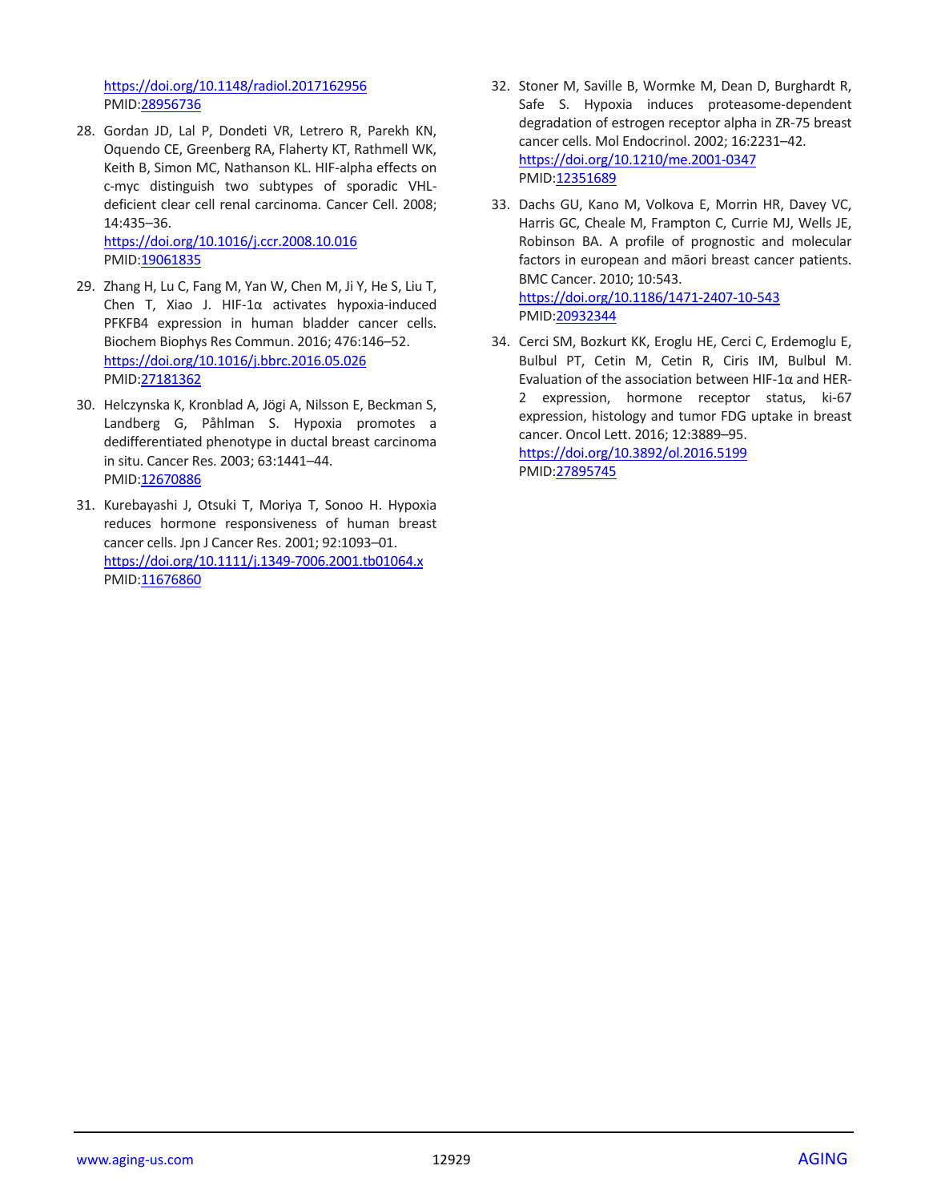https://doi.org/10.1148/radiol.2017162956
PMID:28956736

28. Gordan JD, Lal P, Dondeti VR, Letrero R, Parekh KN, Oquendo CE, Greenberg RA, Flaherty KT, Rathmell WK, Keith B, Simon MC, Nathanson KL. HIF-alpha effects on c-myc distinguish two subtypes of sporadic VHL-deficient clear cell renal carcinoma. Cancer Cell. 2008; 14:435–36.
https://doi.org/10.1016/j.ccr.2008.10.016
PMID:19061835

29. Zhang H, Lu C, Fang M, Yan W, Chen M, Ji Y, He S, Liu T, Chen T, Xiao J. HIF-1α activates hypoxia-induced PFKFB4 expression in human bladder cancer cells. Biochem Biophys Res Commun. 2016; 476:146–52.
https://doi.org/10.1016/j.bbrc.2016.05.026
PMID:27181362

30. Helczynska K, Kronblad A, Jögi A, Nilsson E, Beckman S, Landberg G, Påhlman S. Hypoxia promotes a dedifferentiated phenotype in ductal breast carcinoma in situ. Cancer Res. 2003; 63:1441–44.
PMID:12670886

31. Kurebayashi J, Otsuki T, Moriya T, Sonoo H. Hypoxia reduces hormone responsiveness of human breast cancer cells. Jpn J Cancer Res. 2001; 92:1093–01.
https://doi.org/10.1111/j.1349-7006.2001.tb01064.x
PMID:11676860

32. Stoner M, Saville B, Wormke M, Dean D, Burghardt R, Safe S. Hypoxia induces proteasome-dependent degradation of estrogen receptor alpha in ZR-75 breast cancer cells. Mol Endocrinol. 2002; 16:2231–42.
https://doi.org/10.1210/me.2001-0347
PMID:12351689

33. Dachs GU, Kano M, Volkova E, Morrin HR, Davey VC, Harris GC, Cheale M, Frampton C, Currie MJ, Wells JE, Robinson BA. A profile of prognostic and molecular factors in european and māori breast cancer patients. BMC Cancer. 2010; 10:543.
https://doi.org/10.1186/1471-2407-10-543
PMID:20932344

34. Cerci SM, Bozkurt KK, Eroglu HE, Cerci C, Erdemoglu E, Bulbul PT, Cetin M, Cetin R, Ciris IM, Bulbul M. Evaluation of the association between HIF-1α and HER-2 expression, hormone receptor status, ki-67 expression, histology and tumor FDG uptake in breast cancer. Oncol Lett. 2016; 12:3889–95.
https://doi.org/10.3892/ol.2016.5199
PMID:27895745